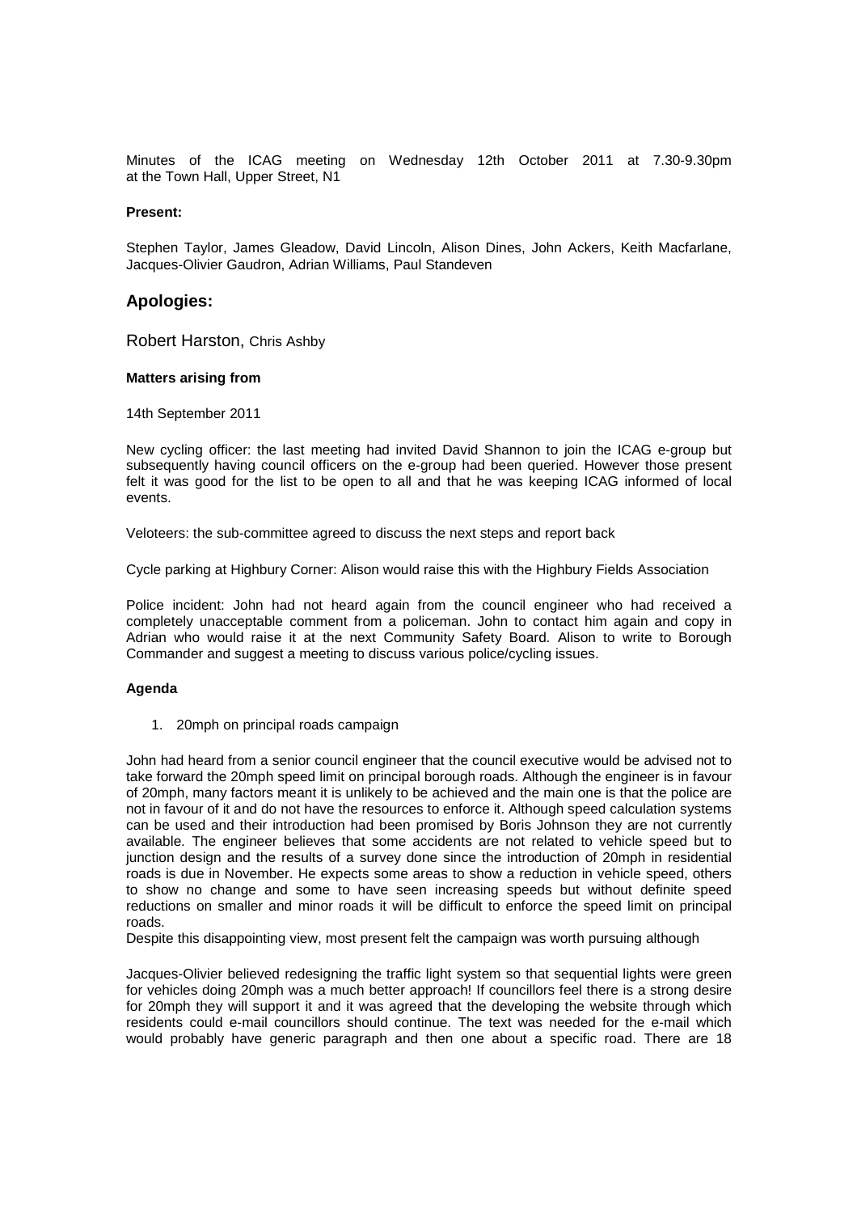Minutes of the ICAG meeting on Wednesday 12th October 2011 at 7.30-9.30pm at the Town Hall, Upper Street, N1

**Present:**

Stephen Taylor, James Gleadow, David Lincoln, Alison Dines, John Ackers, Keith Macfarlane, Jacques-Olivier Gaudron, Adrian Williams, Paul Standeven

## Apologies:

Robert Harston, Chris Ashby

**Matters arising from**

14th September 2011

New cycling officer: the last meeting had invited David Shannon to join the ICAG e-group but subsequently having council officers on the e-group had been queried. However those present felt it was good for the list to be open to all and that he was keeping ICAG informed of local events.

Veloteers: the sub-committee agreed to discuss the next steps and report back

Cycle parking at Highbury Corner: Alison would raise this with the Highbury Fields Association

Police incident: John had not heard again from the council engineer who had received a completely unacceptable comment from a policeman. John to contact him again and copy in Adrian who would raise it at the next Community Safety Board. Alison to write to Borough Commander and suggest a meeting to discuss various police/cycling issues.

**Agenda**

1. 20mph on principal roads campaign

John had heard from a senior council engineer that the council executive would be advised not to take forward the 20mph speed limit on principal borough roads. Although the engineer is in favour of 20mph, many factors meant it is unlikely to be achieved and the main one is that the police are not in favour of it and do not have the resources to enforce it. Although speed calculation systems can be used and their introduction had been promised by Boris Johnson they are not currently available. The engineer believes that some accidents are not related to vehicle speed but to junction design and the results of a survey done since the introduction of 20mph in residential roads is due in November. He expects some areas to show a reduction in vehicle speed, others to show no change and some to have seen increasing speeds but without definite speed reductions on smaller and minor roads it will be difficult to enforce the speed limit on principal roads.

Despite this disappointing view, most present felt the campaign was worth pursuing although

Jacques-Olivier believed redesigning the traffic light system so that sequential lights were green for vehicles doing 20mph was a much better approach! If councillors feel there is a strong desire for 20mph they will support it and it was agreed that the developing the website through which residents could e-mail councillors should continue. The text was needed for the e-mail which would probably have generic paragraph and then one about a specific road. There are 18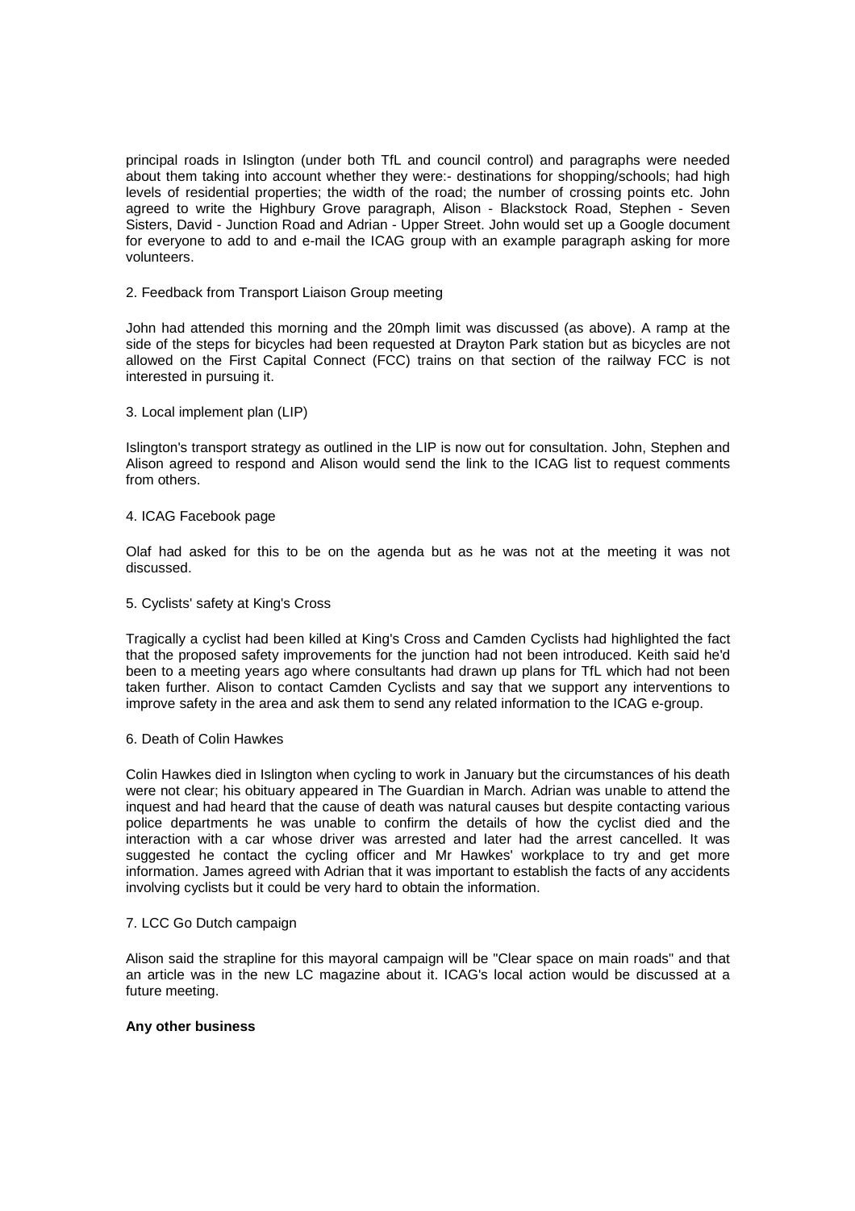principal roads in Islington (under both TfL and council control) and paragraphs were needed about them taking into account whether they were:- destinations for shopping/schools; had high levels of residential properties; the width of the road; the number of crossing points etc. John agreed to write the Highbury Grove paragraph, Alison - Blackstock Road, Stephen - Seven Sisters, David - Junction Road and Adrian - Upper Street. John would set up a Google document for everyone to add to and e-mail the ICAG group with an example paragraph asking for more volunteers.

2. Feedback from Transport Liaison Group meeting

John had attended this morning and the 20mph limit was discussed (as above). A ramp at the side of the steps for bicycles had been requested at Drayton Park station but as bicycles are not allowed on the First Capital Connect (FCC) trains on that section of the railway FCC is not interested in pursuing it.

3. Local implement plan (LIP)

Islington's transport strategy as outlined in the LIP is now out for consultation. John, Stephen and Alison agreed to respond and Alison would send the link to the ICAG list to request comments from others.

4. ICAG Facebook page

Olaf had asked for this to be on the agenda but as he was not at the meeting it was not discussed.

5. Cyclists' safety at King's Cross

Tragically a cyclist had been killed at King's Cross and Camden Cyclists had highlighted the fact that the proposed safety improvements for the junction had not been introduced. Keith said he'd been to a meeting years ago where consultants had drawn up plans for TfL which had not been taken further. Alison to contact Camden Cyclists and say that we support any interventions to improve safety in the area and ask them to send any related information to the ICAG e-group.

6. Death of Colin Hawkes

Colin Hawkes died in Islington when cycling to work in January but the circumstances of his death were not clear; his obituary appeared in The Guardian in March. Adrian was unable to attend the inquest and had heard that the cause of death was natural causes but despite contacting various police departments he was unable to confirm the details of how the cyclist died and the interaction with a car whose driver was arrested and later had the arrest cancelled. It was suggested he contact the cycling officer and Mr Hawkes' workplace to try and get more information. James agreed with Adrian that it was important to establish the facts of any accidents involving cyclists but it could be very hard to obtain the information.

7. LCC Go Dutch campaign

Alison said the strapline for this mayoral campaign will be "Clear space on main roads" and that an article was in the new LC magazine about it. ICAG's local action would be discussed at a future meeting.

**Any other business**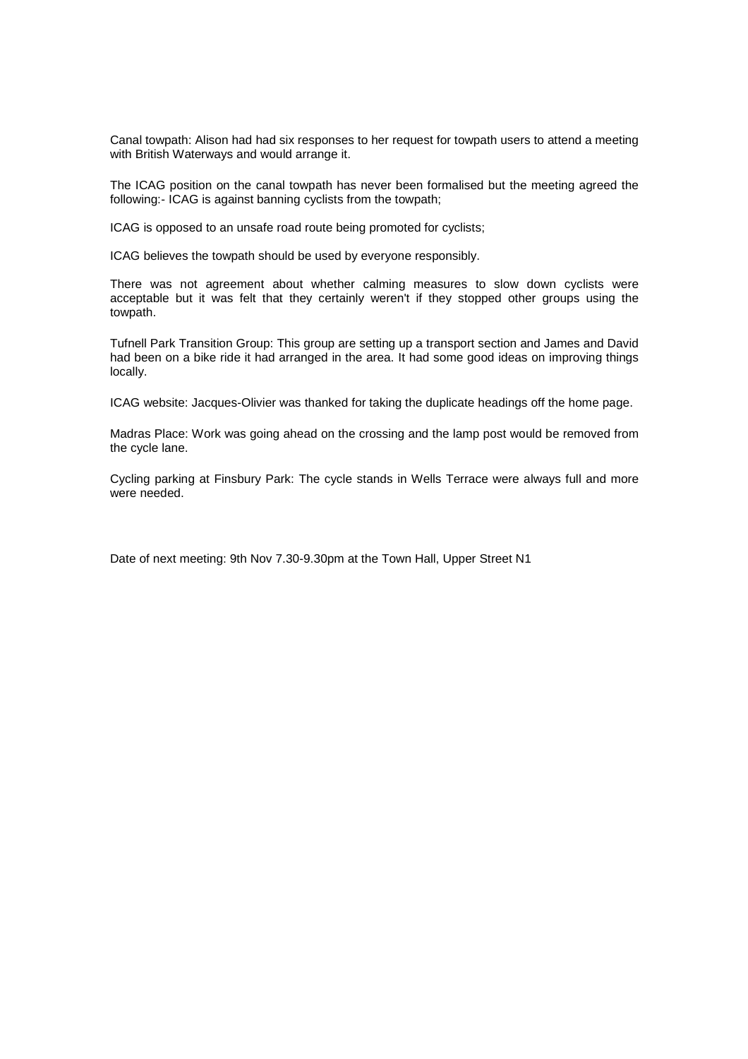Canal towpath: Alison had had six responses to her request for towpath users to attend a meeting with British Waterways and would arrange it.

The ICAG position on the canal towpath has never been formalised but the meeting agreed the following:- ICAG is against banning cyclists from the towpath;

ICAG is opposed to an unsafe road route being promoted for cyclists;

ICAG believes the towpath should be used by everyone responsibly.

There was not agreement about whether calming measures to slow down cyclists were acceptable but it was felt that they certainly weren't if they stopped other groups using the towpath.

Tufnell Park Transition Group: This group are setting up a transport section and James and David had been on a bike ride it had arranged in the area. It had some good ideas on improving things locally.

ICAG website: Jacques-Olivier was thanked for taking the duplicate headings off the home page.

Madras Place: Work was going ahead on the crossing and the lamp post would be removed from the cycle lane.

Cycling parking at Finsbury Park: The cycle stands in Wells Terrace were always full and more were needed.

Date of next meeting: 9th Nov 7.30-9.30pm at the Town Hall, Upper Street N1